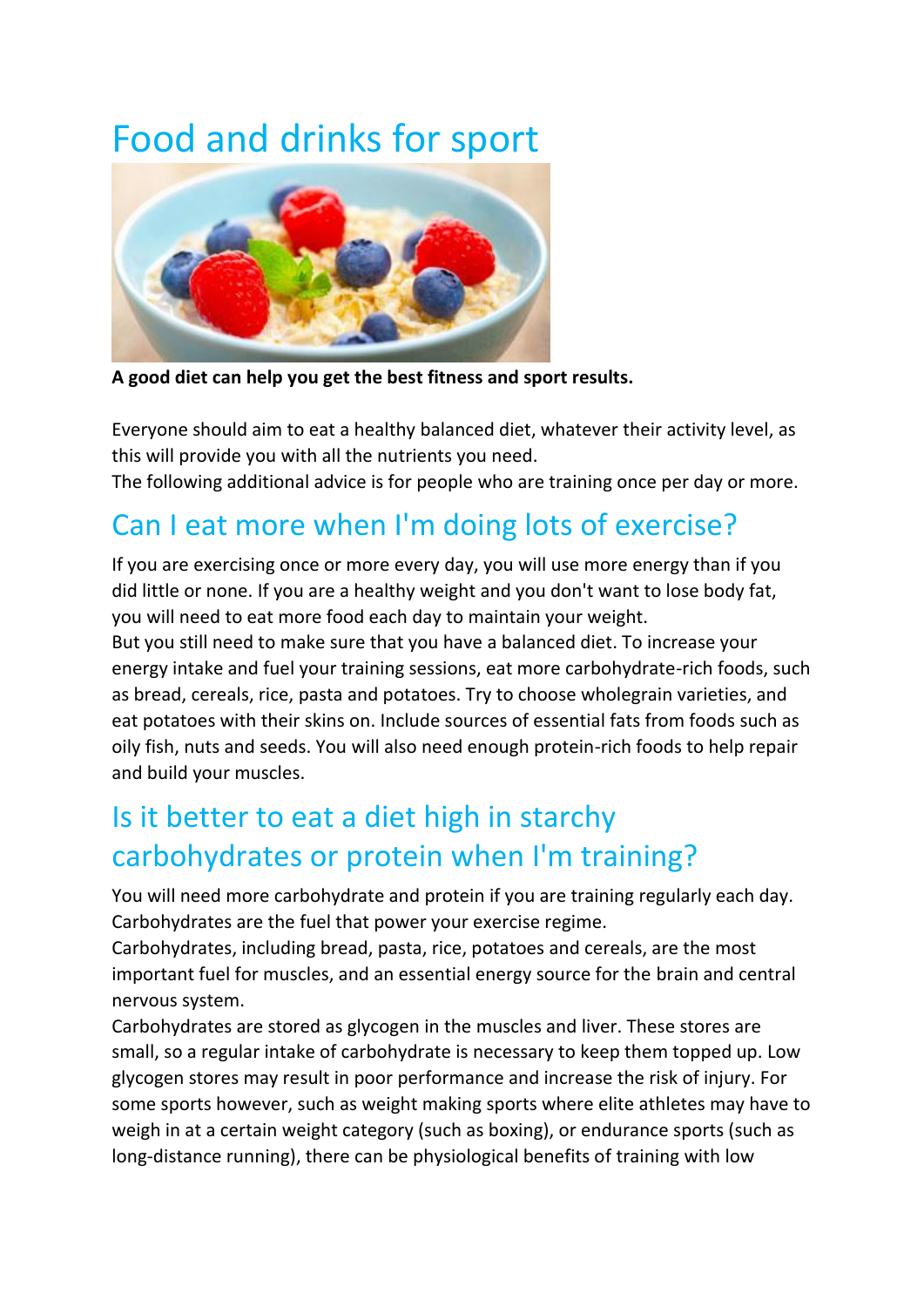# Food and drinks for sport

**A good diet can help you get the best fitness and sport results.**

Everyone should aim to eat a healthy balanced diet, whatever their activity level, as this will provide you with all the nutrients you need.
The following additional advice is for people who are training once per day or more.

## Can I eat more when I'm doing lots of exercise?

If you are exercising once or more every day, you will use more energy than if you did little or none. If you are a healthy weight and you don't want to lose body fat, you will need to eat more food each day to maintain your weight.
But you still need to make sure that you have a balanced diet. To increase your energy intake and fuel your training sessions, eat more carbohydrate-rich foods, such as bread, cereals, rice, pasta and potatoes. Try to choose wholegrain varieties, and eat potatoes with their skins on. Include sources of essential fats from foods such as oily fish, nuts and seeds. You will also need enough protein-rich foods to help repair and build your muscles.

## Is it better to eat a diet high in starchy carbohydrates or protein when I'm training?

You will need more carbohydrate and protein if you are training regularly each day. Carbohydrates are the fuel that power your exercise regime.
Carbohydrates, including bread, pasta, rice, potatoes and cereals, are the most important fuel for muscles, and an essential energy source for the brain and central nervous system.
Carbohydrates are stored as glycogen in the muscles and liver. These stores are small, so a regular intake of carbohydrate is necessary to keep them topped up. Low glycogen stores may result in poor performance and increase the risk of injury. For some sports however, such as weight making sports where elite athletes may have to weigh in at a certain weight category (such as boxing), or endurance sports (such as long-distance running), there can be physiological benefits of training with low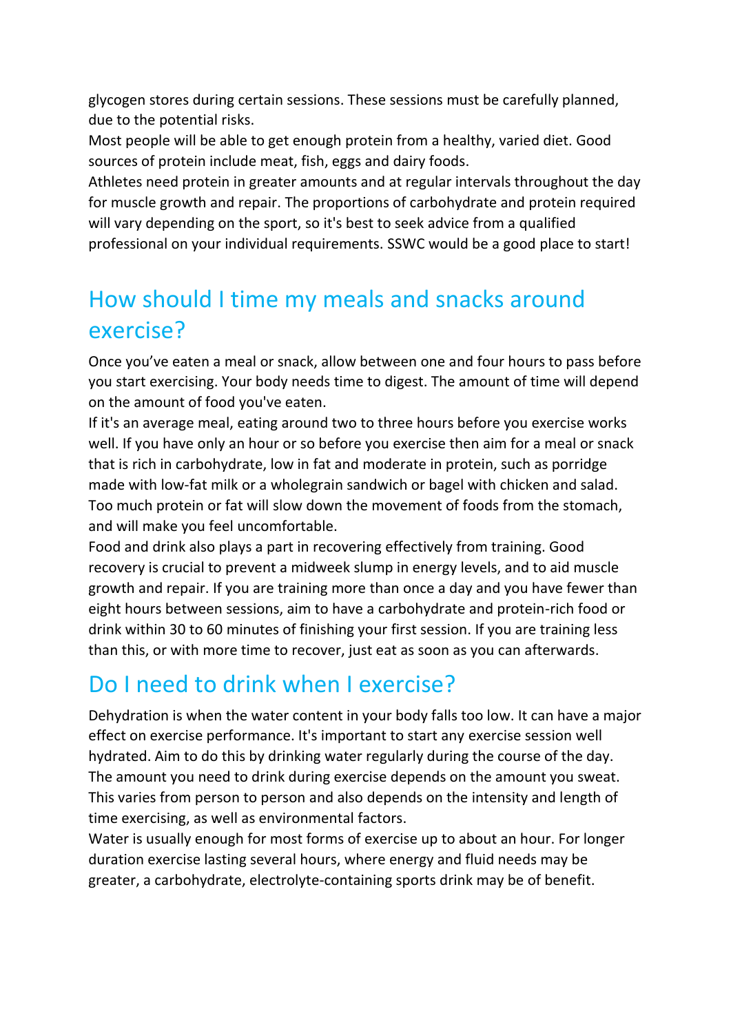glycogen stores during certain sessions. These sessions must be carefully planned, due to the potential risks.

Most people will be able to get enough protein from a healthy, varied diet. Good sources of protein include meat, fish, eggs and dairy foods.

Athletes need protein in greater amounts and at regular intervals throughout the day for muscle growth and repair. The proportions of carbohydrate and protein required will vary depending on the sport, so it's best to seek advice from a qualified professional on your individual requirements. SSWC would be a good place to start!

## How should I time my meals and snacks around exercise?

Once you've eaten a meal or snack, allow between one and four hours to pass before you start exercising. Your body needs time to digest. The amount of time will depend on the amount of food you've eaten.

If it's an average meal, eating around two to three hours before you exercise works well. If you have only an hour or so before you exercise then aim for a meal or snack that is rich in carbohydrate, low in fat and moderate in protein, such as porridge made with low-fat milk or a wholegrain sandwich or bagel with chicken and salad. Too much protein or fat will slow down the movement of foods from the stomach, and will make you feel uncomfortable.

Food and drink also plays a part in recovering effectively from training. Good recovery is crucial to prevent a midweek slump in energy levels, and to aid muscle growth and repair. If you are training more than once a day and you have fewer than eight hours between sessions, aim to have a carbohydrate and protein-rich food or drink within 30 to 60 minutes of finishing your first session. If you are training less than this, or with more time to recover, just eat as soon as you can afterwards.

## Do I need to drink when I exercise?

Dehydration is when the water content in your body falls too low. It can have a major effect on exercise performance. It's important to start any exercise session well hydrated. Aim to do this by drinking water regularly during the course of the day.

The amount you need to drink during exercise depends on the amount you sweat. This varies from person to person and also depends on the intensity and length of time exercising, as well as environmental factors.

Water is usually enough for most forms of exercise up to about an hour. For longer duration exercise lasting several hours, where energy and fluid needs may be greater, a carbohydrate, electrolyte-containing sports drink may be of benefit.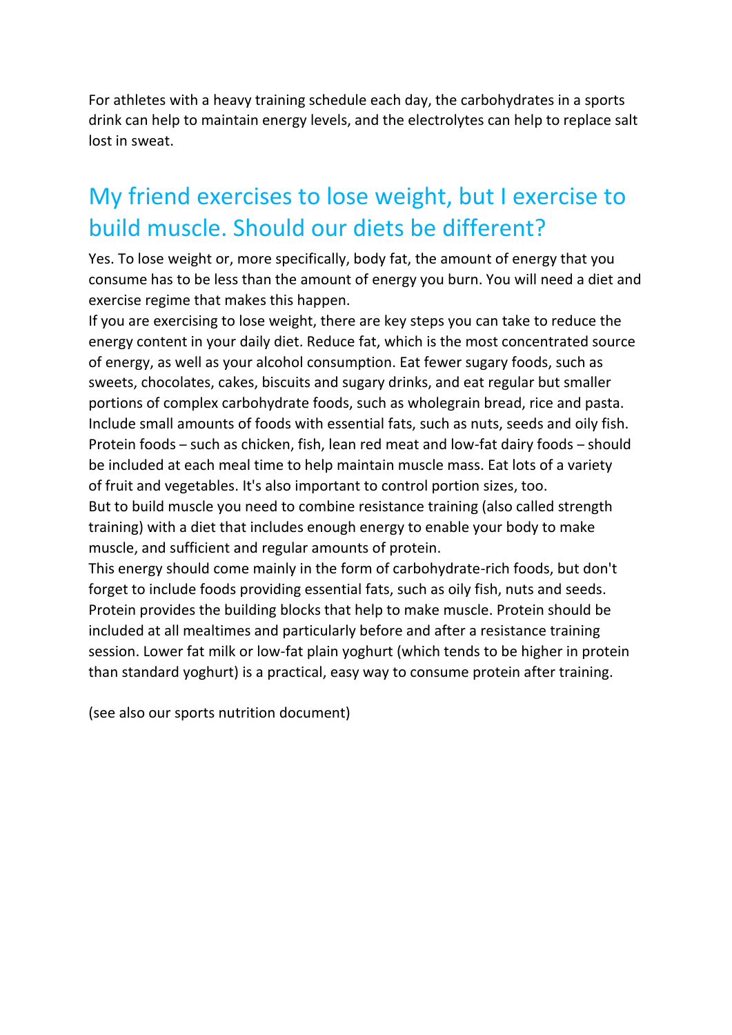For athletes with a heavy training schedule each day, the carbohydrates in a sports drink can help to maintain energy levels, and the electrolytes can help to replace salt lost in sweat.

## My friend exercises to lose weight, but I exercise to build muscle. Should our diets be different?

Yes. To lose weight or, more specifically, body fat, the amount of energy that you consume has to be less than the amount of energy you burn. You will need a diet and exercise regime that makes this happen.

If you are exercising to lose weight, there are key steps you can take to reduce the energy content in your daily diet. Reduce fat, which is the most concentrated source of energy, as well as your alcohol consumption. Eat fewer sugary foods, such as sweets, chocolates, cakes, biscuits and sugary drinks, and eat regular but smaller portions of complex carbohydrate foods, such as wholegrain bread, rice and pasta. Include small amounts of foods with essential fats, such as nuts, seeds and oily fish. Protein foods – such as chicken, fish, lean red meat and low-fat dairy foods – should be included at each meal time to help maintain muscle mass. Eat lots of a variety of fruit and vegetables. It's also important to control portion sizes, too.

But to build muscle you need to combine resistance training (also called strength training) with a diet that includes enough energy to enable your body to make muscle, and sufficient and regular amounts of protein.

This energy should come mainly in the form of carbohydrate-rich foods, but don't forget to include foods providing essential fats, such as oily fish, nuts and seeds. Protein provides the building blocks that help to make muscle. Protein should be included at all mealtimes and particularly before and after a resistance training session. Lower fat milk or low-fat plain yoghurt (which tends to be higher in protein than standard yoghurt) is a practical, easy way to consume protein after training.

(see also our sports nutrition document)